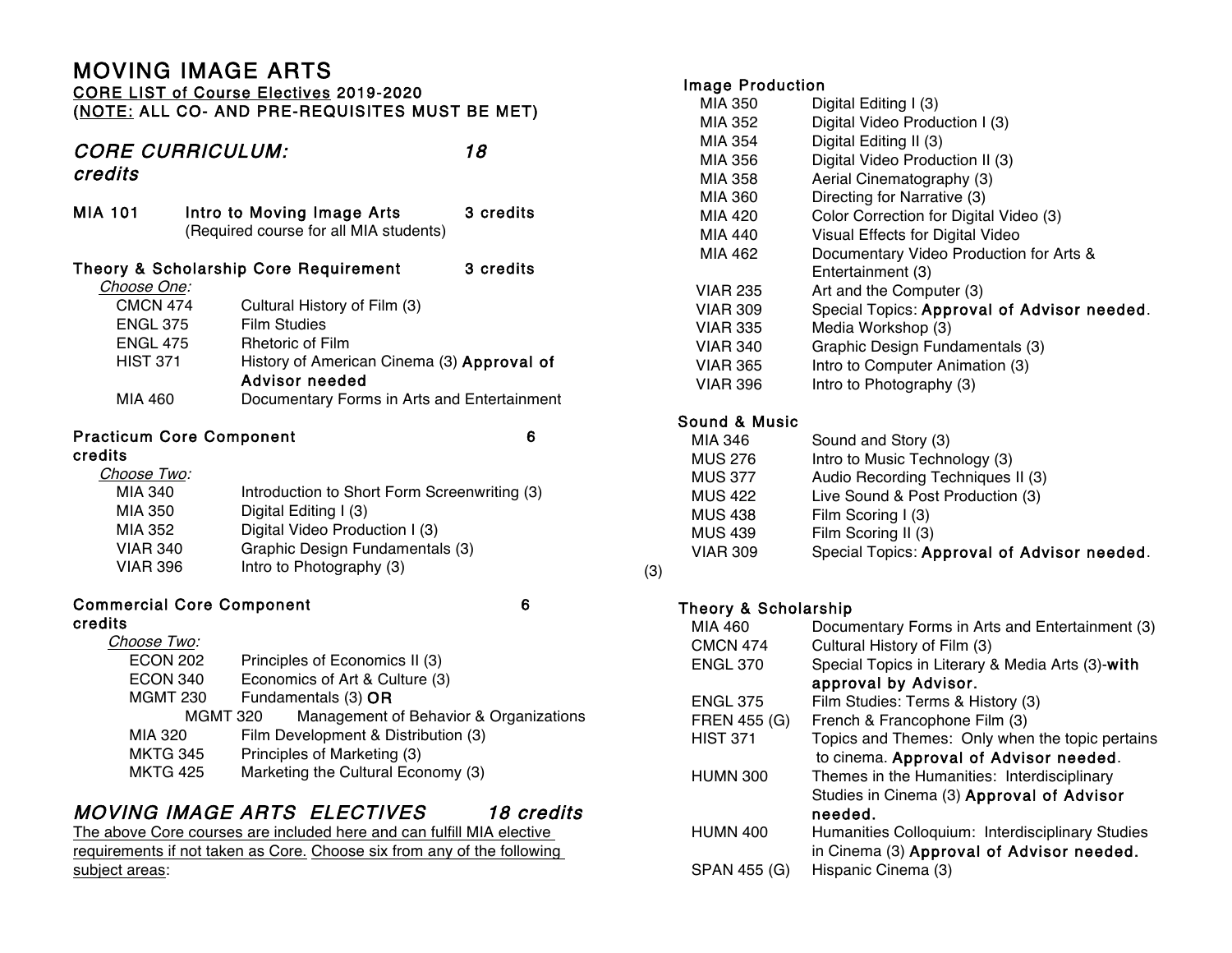# MOVING IMAGE ARTS

**CORE LIST of Course Electives 2019-2020**
**(NOTE: ALL CO- AND PRE-REQUISITES MUST BE MET)**

## *CORE CURRICULUM: 18 credits*

**MIA 101 Intro to Moving Image Arts 3 credits**
(Required course for all MIA students)

### Theory & Scholarship Core Requirement 3 credits

*Choose One:*

| | |
|---|---|
| CMCN 474 | Cultural History of Film (3) |
| ENGL 375 | Film Studies |
| ENGL 475 | Rhetoric of Film |
| HIST 371 | History of American Cinema (3) **Approval of Advisor needed** |
| MIA 460 | Documentary Forms in Arts and Entertainment |

### Practicum Core Component 6 credits

*Choose Two:*

| | |
|---|---|
| MIA 340 | Introduction to Short Form Screenwriting (3) |
| MIA 350 | Digital Editing I (3) |
| MIA 352 | Digital Video Production I (3) |
| VIAR 340 | Graphic Design Fundamentals (3) |
| VIAR 396 | Intro to Photography (3) |

### Commercial Core Component 6 credits

*Choose Two:*

| | |
|---|---|
| ECON 202 | Principles of Economics II (3) |
| ECON 340 | Economics of Art & Culture (3) |
| MGMT 230 | Fundamentals (3) **OR** |
| MGMT 320 | Management of Behavior & Organizations |
| MIA 320 | Film Development & Distribution (3) |
| MKTG 345 | Principles of Marketing (3) |
| MKTG 425 | Marketing the Cultural Economy (3) |

## *MOVING IMAGE ARTS ELECTIVES 18 credits*

The above Core courses are included here and can fulfill MIA elective requirements if not taken as Core. Choose six from any of the following subject areas:

### Image Production

| | |
|---|---|
| MIA 350 | Digital Editing I (3) |
| MIA 352 | Digital Video Production I (3) |
| MIA 354 | Digital Editing II (3) |
| MIA 356 | Digital Video Production II (3) |
| MIA 358 | Aerial Cinematography (3) |
| MIA 360 | Directing for Narrative (3) |
| MIA 420 | Color Correction for Digital Video (3) |
| MIA 440 | Visual Effects for Digital Video |
| MIA 462 | Documentary Video Production for Arts & Entertainment (3) |
| VIAR 235 | Art and the Computer (3) |
| VIAR 309 | Special Topics: **Approval of Advisor needed.** |
| VIAR 335 | Media Workshop (3) |
| VIAR 340 | Graphic Design Fundamentals (3) |
| VIAR 365 | Intro to Computer Animation (3) |
| VIAR 396 | Intro to Photography (3) |

### Sound & Music

| | |
|---|---|
| MIA 346 | Sound and Story (3) |
| MUS 276 | Intro to Music Technology (3) |
| MUS 377 | Audio Recording Techniques II (3) |
| MUS 422 | Live Sound & Post Production (3) |
| MUS 438 | Film Scoring I (3) |
| MUS 439 | Film Scoring II (3) |
| VIAR 309 | Special Topics: **Approval of Advisor needed.** (3) |

### Theory & Scholarship

| | |
|---|---|
| MIA 460 | Documentary Forms in Arts and Entertainment (3) |
| CMCN 474 | Cultural History of Film (3) |
| ENGL 370 | Special Topics in Literary & Media Arts (3)-**with approval by Advisor.** |
| ENGL 375 | Film Studies: Terms & History (3) |
| FREN 455 (G) | French & Francophone Film (3) |
| HIST 371 | Topics and Themes: Only when the topic pertains to cinema. **Approval of Advisor needed.** |
| HUMN 300 | Themes in the Humanities: Interdisciplinary Studies in Cinema (3) **Approval of Advisor needed.** |
| HUMN 400 | Humanities Colloquium: Interdisciplinary Studies in Cinema (3) **Approval of Advisor needed.** |
| SPAN 455 (G) | Hispanic Cinema (3) |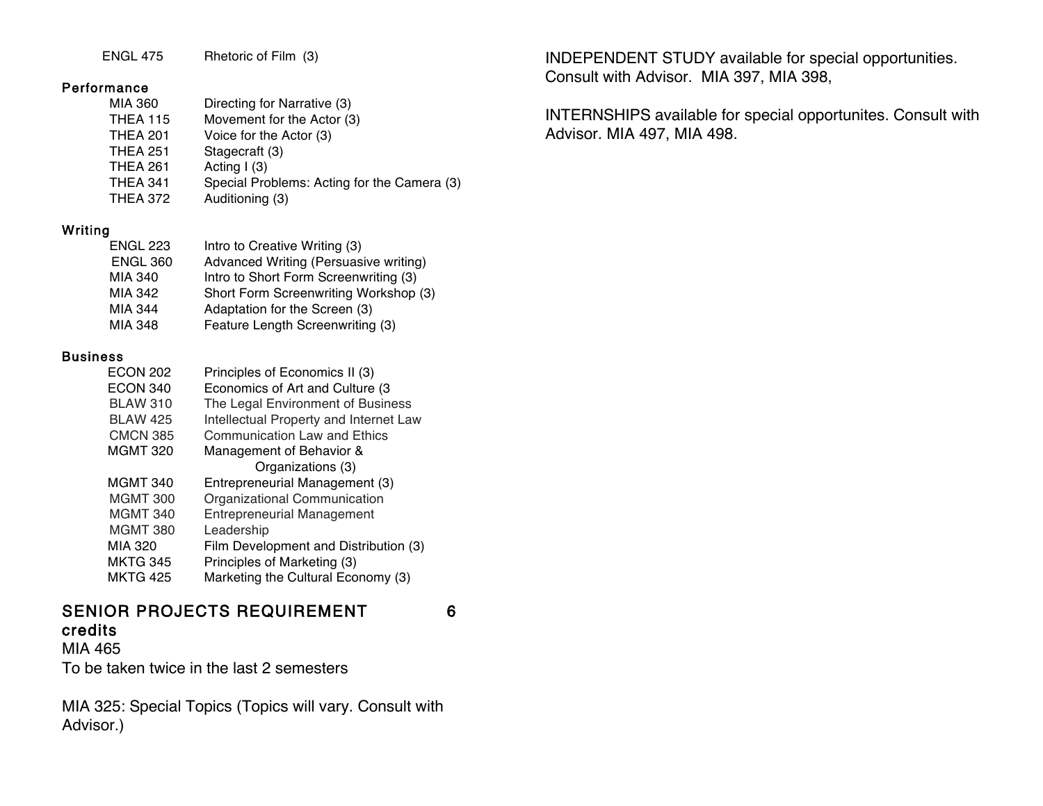| | |
|---|---|
| ENGL 475 | Rhetoric of Film (3) |

### Performance

| | |
|---|---|
| MIA 360 | Directing for Narrative (3) |
| THEA 115 | Movement for the Actor (3) |
| THEA 201 | Voice for the Actor (3) |
| THEA 251 | Stagecraft (3) |
| THEA 261 | Acting I (3) |
| THEA 341 | Special Problems: Acting for the Camera (3) |
| THEA 372 | Auditioning (3) |

### Writing

| | |
|---|---|
| ENGL 223 | Intro to Creative Writing (3) |
| ENGL 360 | Advanced Writing (Persuasive writing) |
| MIA 340 | Intro to Short Form Screenwriting (3) |
| MIA 342 | Short Form Screenwriting Workshop (3) |
| MIA 344 | Adaptation for the Screen (3) |
| MIA 348 | Feature Length Screenwriting (3) |

### Business

| | |
|---|---|
| ECON 202 | Principles of Economics II (3) |
| ECON 340 | Economics of Art and Culture (3 |
| BLAW 310 | The Legal Environment of Business |
| BLAW 425 | Intellectual Property and Internet Law |
| CMCN 385 | Communication Law and Ethics |
| MGMT 320 | Management of Behavior & Organizations (3) |
| MGMT 340 | Entrepreneurial Management (3) |
| MGMT 300 | Organizational Communication |
| MGMT 340 | Entrepreneurial Management |
| MGMT 380 | Leadership |
| MIA 320 | Film Development and Distribution (3) |
| MKTG 345 | Principles of Marketing (3) |
| MKTG 425 | Marketing the Cultural Economy (3) |

## SENIOR PROJECTS REQUIREMENT 6 credits

MIA 465

To be taken twice in the last 2 semesters

MIA 325: Special Topics (Topics will vary. Consult with Advisor.)

INDEPENDENT STUDY available for special opportunities. Consult with Advisor. MIA 397, MIA 398,

INTERNSHIPS available for special opportunites. Consult with Advisor. MIA 497, MIA 498.